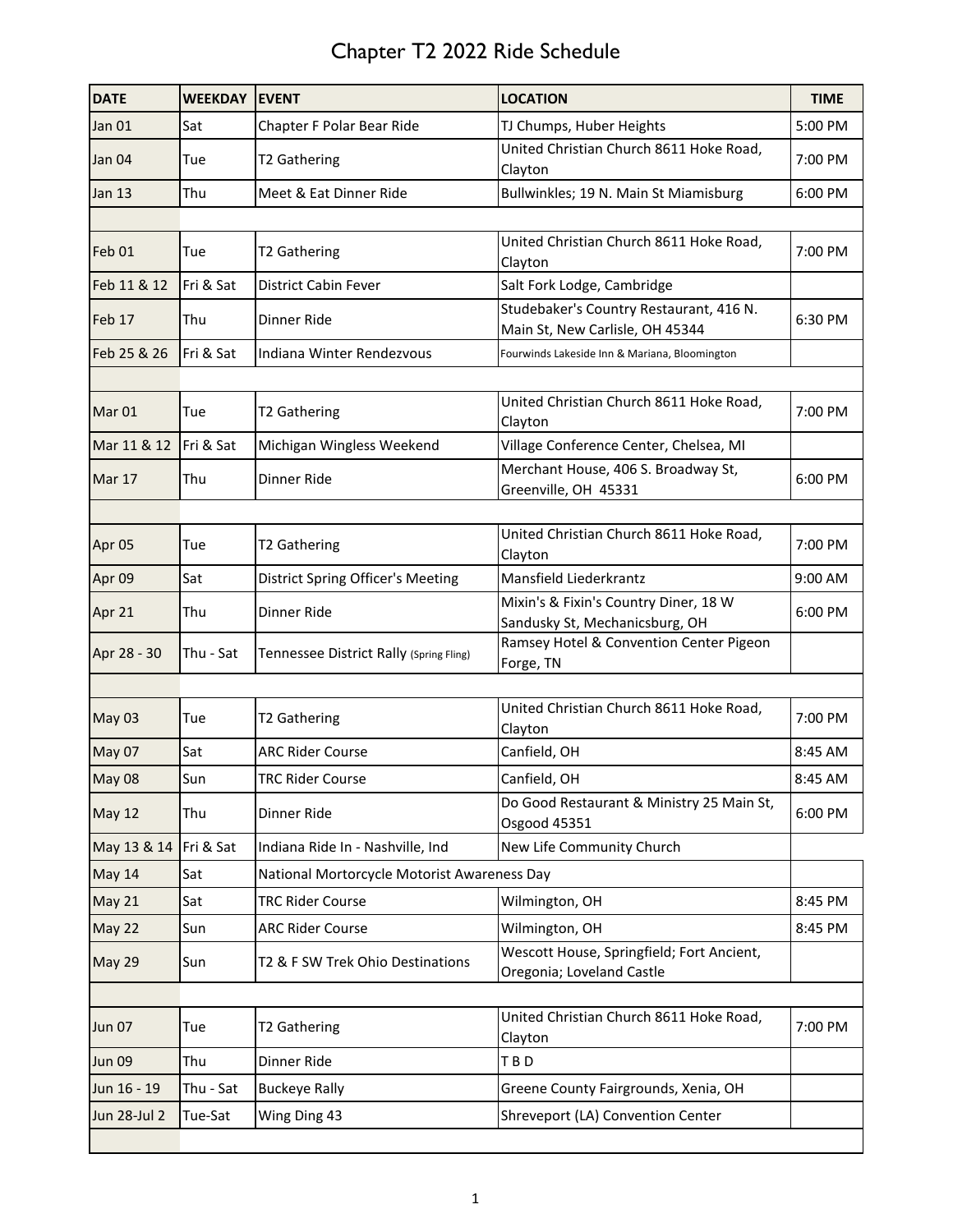# Chapter T2 2022 Ride Schedule

| DATE | WEEKDAY | EVENT | LOCATION | TIME |
|---|---|---|---|---|
| Jan 01 | Sat | Chapter F Polar Bear Ride | TJ Chumps, Huber Heights | 5:00 PM |
| Jan 04 | Tue | T2 Gathering | United Christian Church 8611 Hoke Road, Clayton | 7:00 PM |
| Jan 13 | Thu | Meet & Eat Dinner Ride | Bullwinkles; 19 N. Main St Miamisburg | 6:00 PM |
| | | | | |
| Feb 01 | Tue | T2 Gathering | United Christian Church 8611 Hoke Road, Clayton | 7:00 PM |
| Feb 11 & 12 | Fri & Sat | District Cabin Fever | Salt Fork Lodge, Cambridge | |
| Feb 17 | Thu | Dinner Ride | Studebaker's Country Restaurant, 416 N. Main St, New Carlisle, OH 45344 | 6:30 PM |
| Feb 25 & 26 | Fri & Sat | Indiana Winter Rendezvous | Fourwinds Lakeside Inn & Mariana, Bloomington | |
| | | | | |
| Mar 01 | Tue | T2 Gathering | United Christian Church 8611 Hoke Road, Clayton | 7:00 PM |
| Mar 11 & 12 | Fri & Sat | Michigan Wingless Weekend | Village Conference Center, Chelsea, MI | |
| Mar 17 | Thu | Dinner Ride | Merchant House, 406 S. Broadway St, Greenville, OH 45331 | 6:00 PM |
| | | | | |
| Apr 05 | Tue | T2 Gathering | United Christian Church 8611 Hoke Road, Clayton | 7:00 PM |
| Apr 09 | Sat | District Spring Officer's Meeting | Mansfield Liederkrantz | 9:00 AM |
| Apr 21 | Thu | Dinner Ride | Mixin's & Fixin's Country Diner, 18 W Sandusky St, Mechanicsburg, OH | 6:00 PM |
| Apr 28 - 30 | Thu - Sat | Tennessee District Rally (Spring Fling) | Ramsey Hotel & Convention Center Pigeon Forge, TN | |
| | | | | |
| May 03 | Tue | T2 Gathering | United Christian Church 8611 Hoke Road, Clayton | 7:00 PM |
| May 07 | Sat | ARC Rider Course | Canfield, OH | 8:45 AM |
| May 08 | Sun | TRC Rider Course | Canfield, OH | 8:45 AM |
| May 12 | Thu | Dinner Ride | Do Good Restaurant & Ministry 25 Main St, Osgood 45351 | 6:00 PM |
| May 13 & 14 | Fri & Sat | Indiana Ride In - Nashville, Ind | New Life Community Church | |
| May 14 | Sat | National Mortorcycle Motorist Awareness Day | | |
| May 21 | Sat | TRC Rider Course | Wilmington, OH | 8:45 PM |
| May 22 | Sun | ARC Rider Course | Wilmington, OH | 8:45 PM |
| May 29 | Sun | T2 & F SW Trek Ohio Destinations | Wescott House, Springfield; Fort Ancient, Oregonia; Loveland Castle | |
| | | | | |
| Jun 07 | Tue | T2 Gathering | United Christian Church 8611 Hoke Road, Clayton | 7:00 PM |
| Jun 09 | Thu | Dinner Ride | T B D | |
| Jun 16 - 19 | Thu - Sat | Buckeye Rally | Greene County Fairgrounds, Xenia, OH | |
| Jun 28-Jul 2 | Tue-Sat | Wing Ding 43 | Shreveport (LA) Convention Center | |
| | | | | |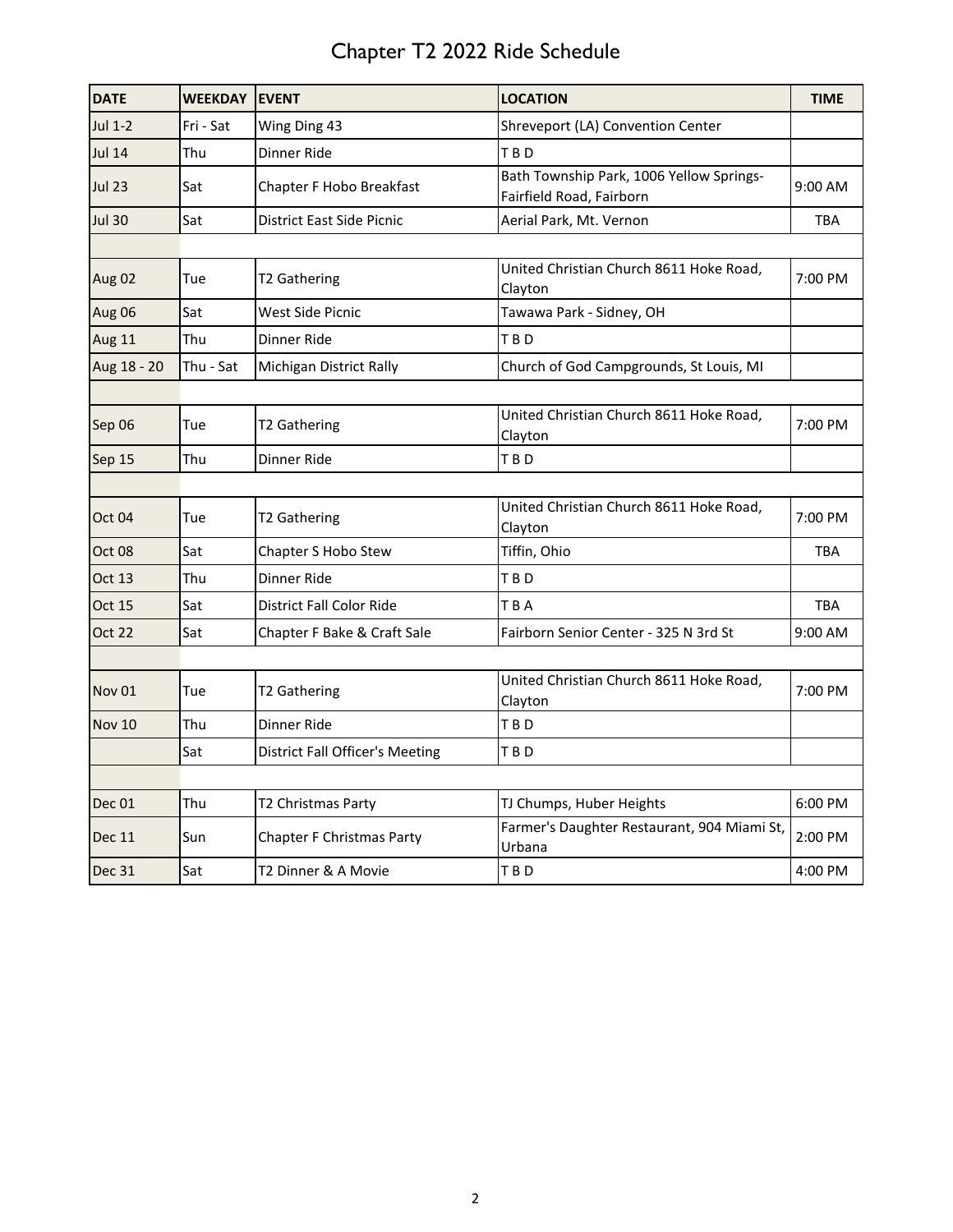# Chapter T2 2022 Ride Schedule

| DATE | WEEKDAY | EVENT | LOCATION | TIME |
|---|---|---|---|---|
| Jul 1-2 | Fri - Sat | Wing Ding 43 | Shreveport (LA) Convention Center | |
| Jul 14 | Thu | Dinner Ride | T B D | |
| Jul 23 | Sat | Chapter F Hobo Breakfast | Bath Township Park, 1006 Yellow Springs-Fairfield Road, Fairborn | 9:00 AM |
| Jul 30 | Sat | District East Side Picnic | Aerial Park, Mt. Vernon | TBA |
| | | | | |
| Aug 02 | Tue | T2 Gathering | United Christian Church 8611 Hoke Road, Clayton | 7:00 PM |
| Aug 06 | Sat | West Side Picnic | Tawawa Park - Sidney, OH | |
| Aug 11 | Thu | Dinner Ride | T B D | |
| Aug 18 - 20 | Thu - Sat | Michigan District Rally | Church of God Campgrounds, St Louis, MI | |
| | | | | |
| Sep 06 | Tue | T2 Gathering | United Christian Church 8611 Hoke Road, Clayton | 7:00 PM |
| Sep 15 | Thu | Dinner Ride | T B D | |
| | | | | |
| Oct 04 | Tue | T2 Gathering | United Christian Church 8611 Hoke Road, Clayton | 7:00 PM |
| Oct 08 | Sat | Chapter S Hobo Stew | Tiffin, Ohio | TBA |
| Oct 13 | Thu | Dinner Ride | T B D | |
| Oct 15 | Sat | District Fall Color Ride | T B A | TBA |
| Oct 22 | Sat | Chapter F Bake & Craft Sale | Fairborn Senior Center - 325 N 3rd St | 9:00 AM |
| | | | | |
| Nov 01 | Tue | T2 Gathering | United Christian Church 8611 Hoke Road, Clayton | 7:00 PM |
| Nov 10 | Thu | Dinner Ride | T B D | |
| | Sat | District Fall Officer's Meeting | T B D | |
| | | | | |
| Dec 01 | Thu | T2 Christmas Party | TJ Chumps, Huber Heights | 6:00 PM |
| Dec 11 | Sun | Chapter F Christmas Party | Farmer's Daughter Restaurant, 904 Miami St, Urbana | 2:00 PM |
| Dec 31 | Sat | T2 Dinner & A Movie | T B D | 4:00 PM |